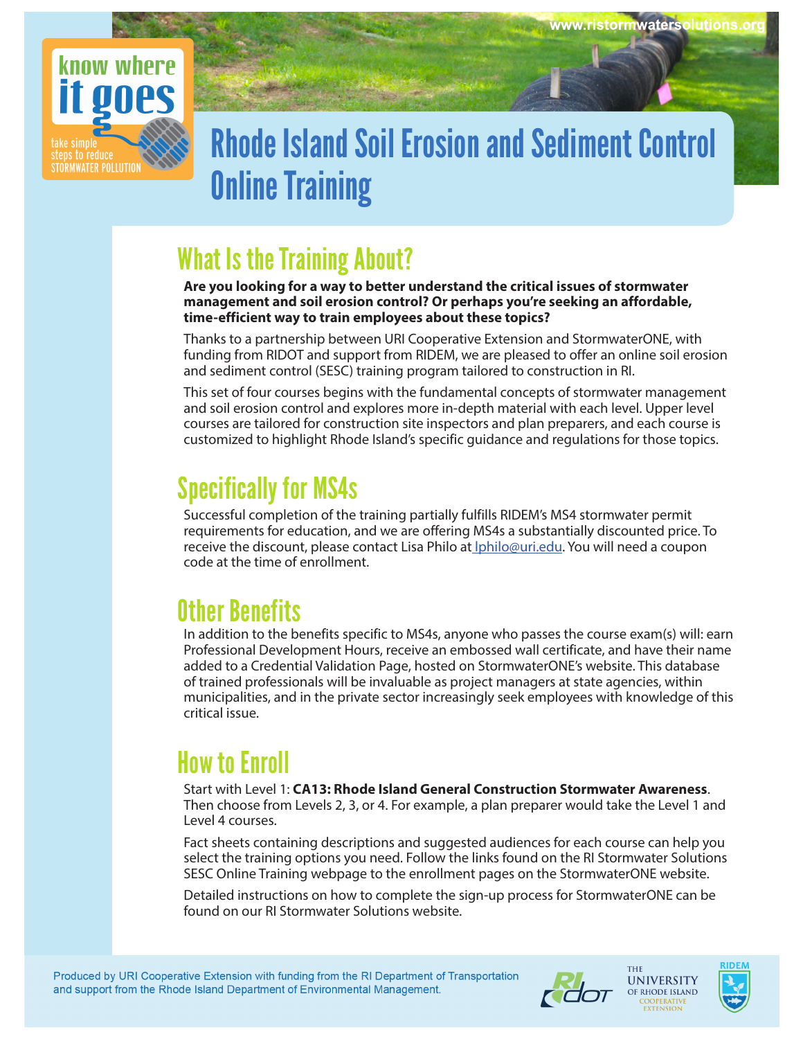www.ristormwatersolutions.org

know where it goes

take simple steps to reduce STORMWATER POLLUTION

# Rhode Island Soil Erosion and Sediment Control Online Training

## What Is the Training About?

**Are you looking for a way to better understand the critical issues of stormwater management and soil erosion control? Or perhaps you're seeking an affordable, time-efficient way to train employees about these topics?**

Thanks to a partnership between URI Cooperative Extension and StormwaterONE, with funding from RIDOT and support from RIDEM, we are pleased to offer an online soil erosion and sediment control (SESC) training program tailored to construction in RI.

This set of four courses begins with the fundamental concepts of stormwater management and soil erosion control and explores more in-depth material with each level. Upper level courses are tailored for construction site inspectors and plan preparers, and each course is customized to highlight Rhode Island's specific guidance and regulations for those topics.

## Specifically for MS4s

Successful completion of the training partially fulfills RIDEM's MS4 stormwater permit requirements for education, and we are offering MS4s a substantially discounted price. To receive the discount, please contact Lisa Philo at lphilo@uri.edu. You will need a coupon code at the time of enrollment.

## Other Benefits

In addition to the benefits specific to MS4s, anyone who passes the course exam(s) will: earn Professional Development Hours, receive an embossed wall certificate, and have their name added to a Credential Validation Page, hosted on StormwaterONE's website. This database of trained professionals will be invaluable as project managers at state agencies, within municipalities, and in the private sector increasingly seek employees with knowledge of this critical issue.

## How to Enroll

Start with Level 1: **CA13: Rhode Island General Construction Stormwater Awareness**. Then choose from Levels 2, 3, or 4. For example, a plan preparer would take the Level 1 and Level 4 courses.

Fact sheets containing descriptions and suggested audiences for each course can help you select the training options you need. Follow the links found on the RI Stormwater Solutions SESC Online Training webpage to the enrollment pages on the StormwaterONE website.

Detailed instructions on how to complete the sign-up process for StormwaterONE can be found on our RI Stormwater Solutions website.

Produced by URI Cooperative Extension with funding from the RI Department of Transportation and support from the Rhode Island Department of Environmental Management.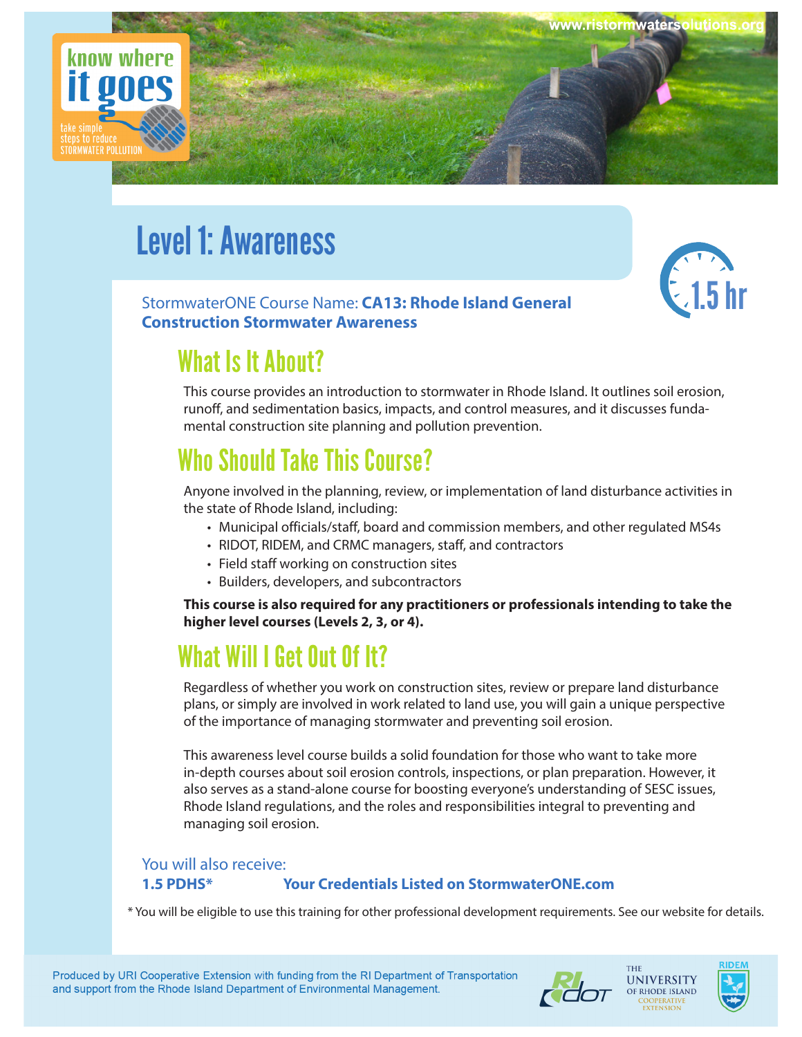know where it goes

take simple steps to reduce STORMWATER POLLUTION

www.ristormwatersolutions.org

# Level 1: Awareness

1.5 hr

StormwaterONE Course Name: **CA13: Rhode Island General Construction Stormwater Awareness**

## What Is It About?

This course provides an introduction to stormwater in Rhode Island. It outlines soil erosion, runoff, and sedimentation basics, impacts, and control measures, and it discusses fundamental construction site planning and pollution prevention.

## Who Should Take This Course?

Anyone involved in the planning, review, or implementation of land disturbance activities in the state of Rhode Island, including:

- Municipal officials/staff, board and commission members, and other regulated MS4s
- RIDOT, RIDEM, and CRMC managers, staff, and contractors
- Field staff working on construction sites
- Builders, developers, and subcontractors

**This course is also required for any practitioners or professionals intending to take the higher level courses (Levels 2, 3, or 4).**

## What Will I Get Out Of It?

Regardless of whether you work on construction sites, review or prepare land disturbance plans, or simply are involved in work related to land use, you will gain a unique perspective of the importance of managing stormwater and preventing soil erosion.

This awareness level course builds a solid foundation for those who want to take more in-depth courses about soil erosion controls, inspections, or plan preparation. However, it also serves as a stand-alone course for boosting everyone's understanding of SESC issues, Rhode Island regulations, and the roles and responsibilities integral to preventing and managing soil erosion.

You will also receive:

**1.5 PDHS*** **Your Credentials Listed on StormwaterONE.com**

* You will be eligible to use this training for other professional development requirements. See our website for details.

Produced by URI Cooperative Extension with funding from the RI Department of Transportation and support from the Rhode Island Department of Environmental Management.

RIDOT THE UNIVERSITY OF RHODE ISLAND COOPERATIVE EXTENSION RIDEM